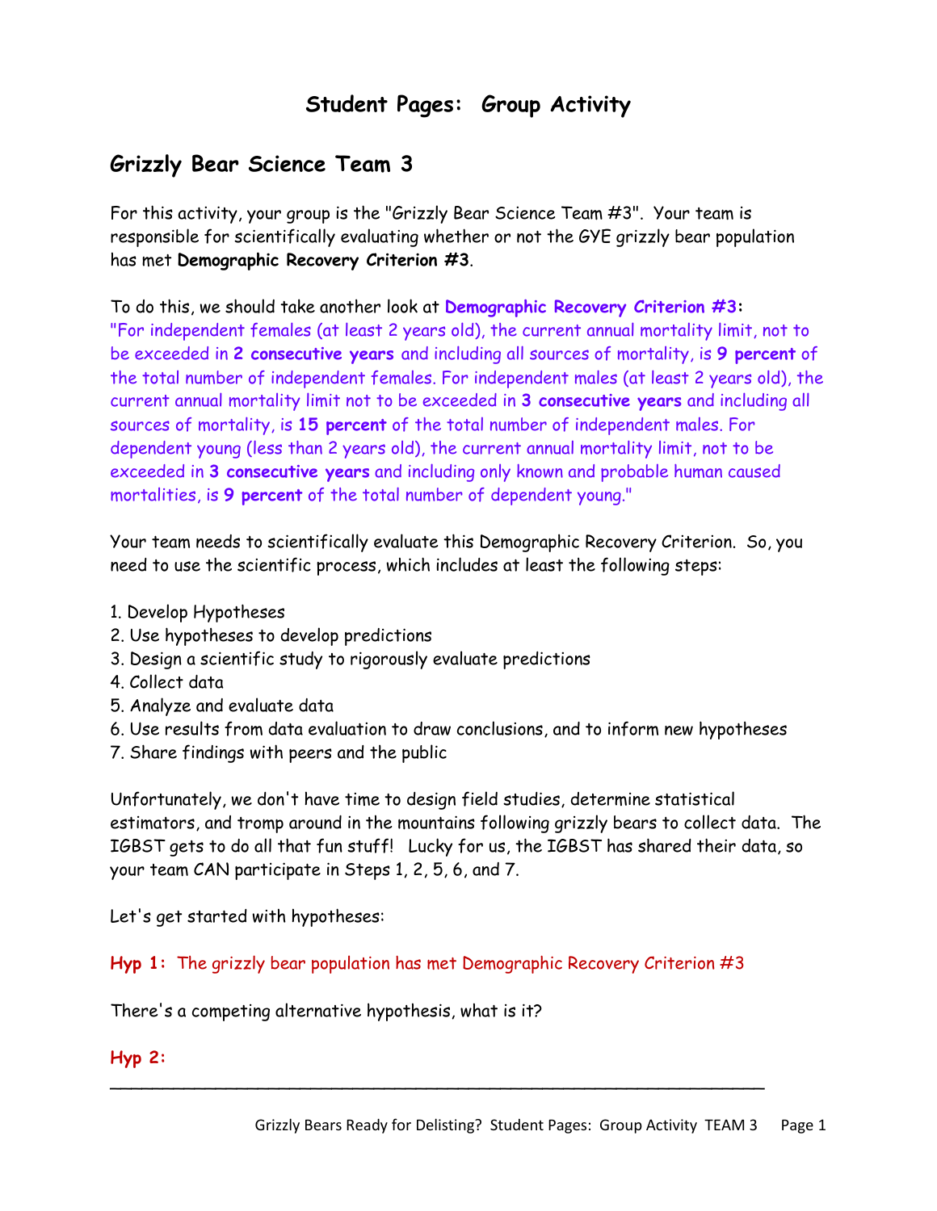# Student Pages: Group Activity

## Grizzly Bear Science Team 3

For this activity, your group is the "Grizzly Bear Science Team #3". Your team is responsible for scientifically evaluating whether or not the GYE grizzly bear population has met **Demographic Recovery Criterion #3**.

To do this, we should take another look at **Demographic Recovery Criterion #3:**
"For independent females (at least 2 years old), the current annual mortality limit, not to be exceeded in **2 consecutive years** and including all sources of mortality, is **9 percent** of the total number of independent females. For independent males (at least 2 years old), the current annual mortality limit not to be exceeded in **3 consecutive years** and including all sources of mortality, is **15 percent** of the total number of independent males. For dependent young (less than 2 years old), the current annual mortality limit, not to be exceeded in **3 consecutive years** and including only known and probable human caused mortalities, is **9 percent** of the total number of dependent young."

Your team needs to scientifically evaluate this Demographic Recovery Criterion. So, you need to use the scientific process, which includes at least the following steps:

1. Develop Hypotheses
2. Use hypotheses to develop predictions
3. Design a scientific study to rigorously evaluate predictions
4. Collect data
5. Analyze and evaluate data
6. Use results from data evaluation to draw conclusions, and to inform new hypotheses
7. Share findings with peers and the public

Unfortunately, we don't have time to design field studies, determine statistical estimators, and tromp around in the mountains following grizzly bears to collect data. The IGBST gets to do all that fun stuff! Lucky for us, the IGBST has shared their data, so your team CAN participate in Steps 1, 2, 5, 6, and 7.

Let's get started with hypotheses:

**Hyp 1:** The grizzly bear population has met Demographic Recovery Criterion #3

There's a competing alternative hypothesis, what is it?

**Hyp 2:**

______________________________________________________________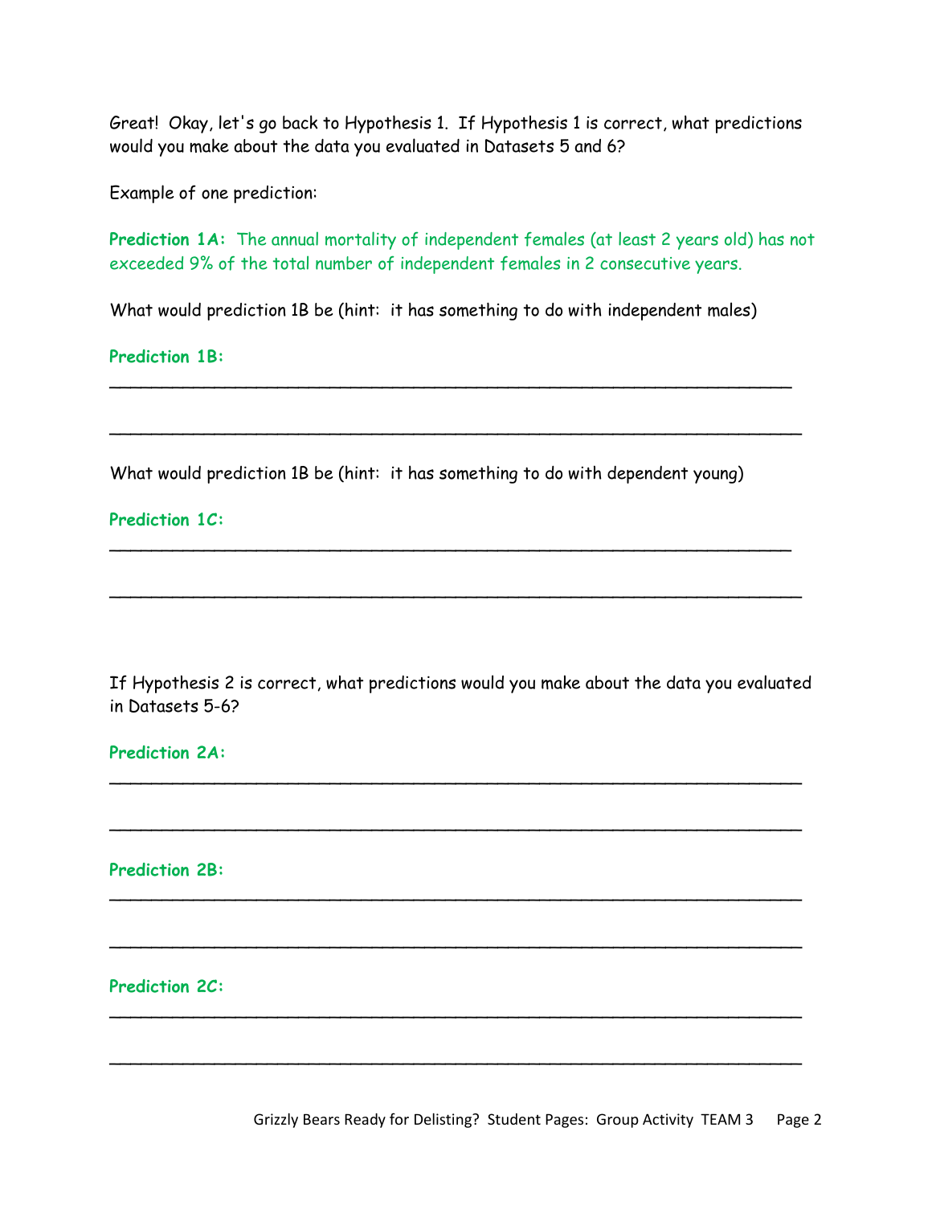Great! Okay, let's go back to Hypothesis 1. If Hypothesis 1 is correct, what predictions would you make about the data you evaluated in Datasets 5 and 6?

Example of one prediction:

**Prediction 1A:** The annual mortality of independent females (at least 2 years old) has not exceeded 9% of the total number of independent females in 2 consecutive years.

What would prediction 1B be (hint: it has something to do with independent males)

**Prediction 1B:**

_______________________________________________________________

_______________________________________________________________

What would prediction 1B be (hint: it has something to do with dependent young)

**Prediction 1C:**

_______________________________________________________________

_______________________________________________________________

If Hypothesis 2 is correct, what predictions would you make about the data you evaluated in Datasets 5-6?

**Prediction 2A:**

_______________________________________________________________

_______________________________________________________________

**Prediction 2B:**

_______________________________________________________________

_______________________________________________________________

**Prediction 2C:**

_______________________________________________________________

_______________________________________________________________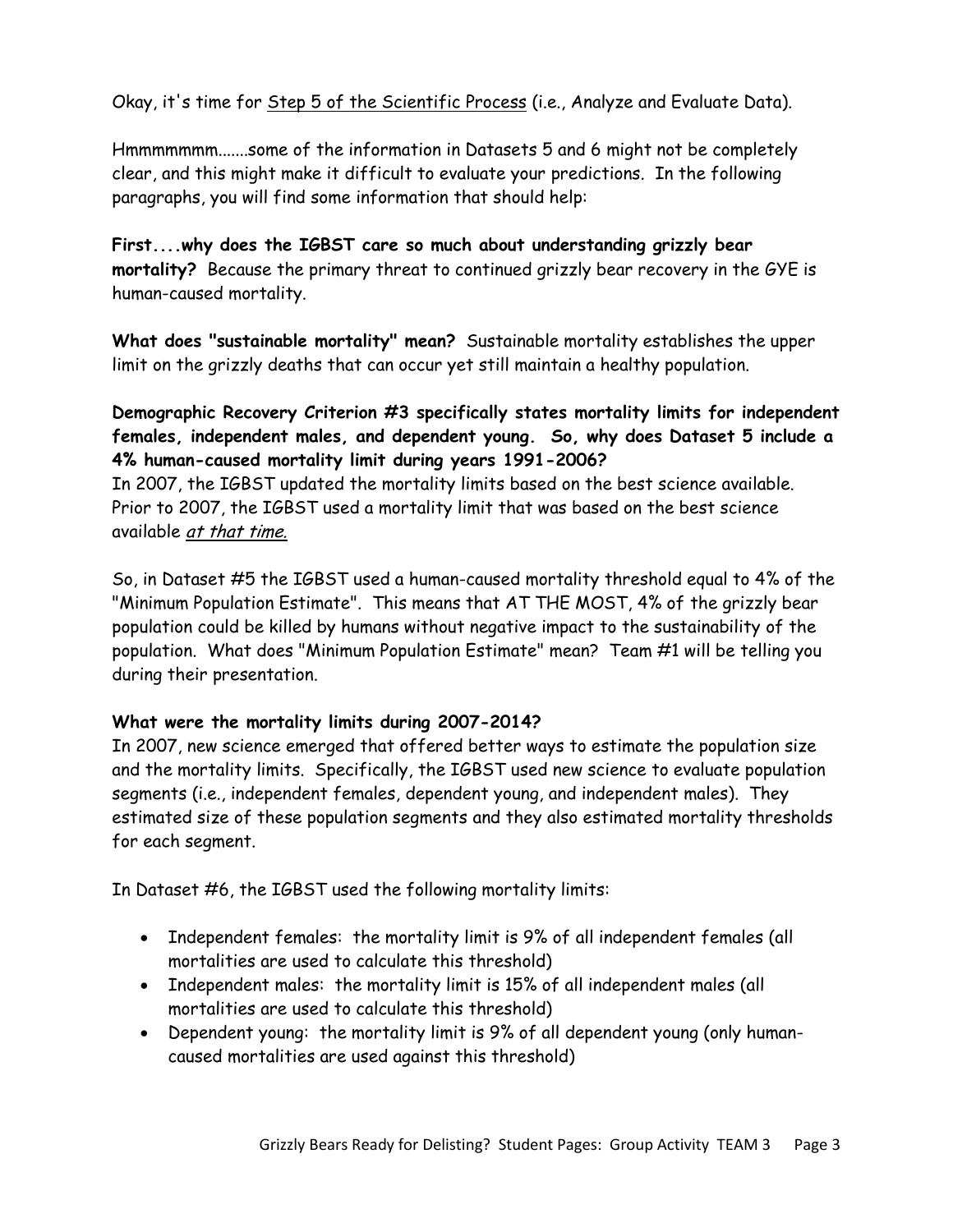Okay, it's time for Step 5 of the Scientific Process (i.e., Analyze and Evaluate Data).

Hmmmmmmm.......some of the information in Datasets 5 and 6 might not be completely clear, and this might make it difficult to evaluate your predictions. In the following paragraphs, you will find some information that should help:

**First....why does the IGBST care so much about understanding grizzly bear mortality?** Because the primary threat to continued grizzly bear recovery in the GYE is human-caused mortality.

**What does "sustainable mortality" mean?** Sustainable mortality establishes the upper limit on the grizzly deaths that can occur yet still maintain a healthy population.

**Demographic Recovery Criterion #3 specifically states mortality limits for independent females, independent males, and dependent young. So, why does Dataset 5 include a 4% human-caused mortality limit during years 1991-2006?**

In 2007, the IGBST updated the mortality limits based on the best science available. Prior to 2007, the IGBST used a mortality limit that was based on the best science available *at that time.*

So, in Dataset #5 the IGBST used a human-caused mortality threshold equal to 4% of the "Minimum Population Estimate". This means that AT THE MOST, 4% of the grizzly bear population could be killed by humans without negative impact to the sustainability of the population. What does "Minimum Population Estimate" mean? Team #1 will be telling you during their presentation.

**What were the mortality limits during 2007-2014?**

In 2007, new science emerged that offered better ways to estimate the population size and the mortality limits. Specifically, the IGBST used new science to evaluate population segments (i.e., independent females, dependent young, and independent males). They estimated size of these population segments and they also estimated mortality thresholds for each segment.

In Dataset #6, the IGBST used the following mortality limits:

- Independent females: the mortality limit is 9% of all independent females (all mortalities are used to calculate this threshold)
- Independent males: the mortality limit is 15% of all independent males (all mortalities are used to calculate this threshold)
- Dependent young: the mortality limit is 9% of all dependent young (only human-caused mortalities are used against this threshold)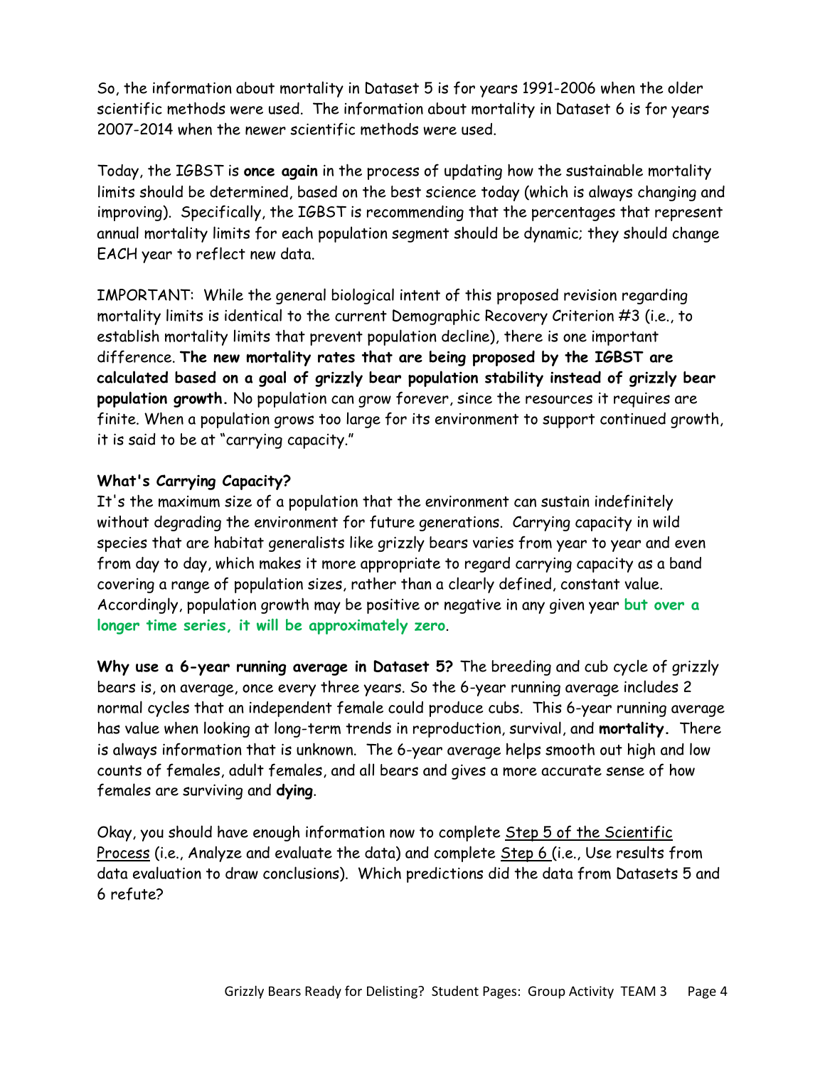So, the information about mortality in Dataset 5 is for years 1991-2006 when the older scientific methods were used. The information about mortality in Dataset 6 is for years 2007-2014 when the newer scientific methods were used.

Today, the IGBST is **once again** in the process of updating how the sustainable mortality limits should be determined, based on the best science today (which is always changing and improving). Specifically, the IGBST is recommending that the percentages that represent annual mortality limits for each population segment should be dynamic; they should change EACH year to reflect new data.

IMPORTANT: While the general biological intent of this proposed revision regarding mortality limits is identical to the current Demographic Recovery Criterion #3 (i.e., to establish mortality limits that prevent population decline), there is one important difference. **The new mortality rates that are being proposed by the IGBST are calculated based on a goal of grizzly bear population stability instead of grizzly bear population growth.** No population can grow forever, since the resources it requires are finite. When a population grows too large for its environment to support continued growth, it is said to be at "carrying capacity."

**What's Carrying Capacity?**
It's the maximum size of a population that the environment can sustain indefinitely without degrading the environment for future generations. Carrying capacity in wild species that are habitat generalists like grizzly bears varies from year to year and even from day to day, which makes it more appropriate to regard carrying capacity as a band covering a range of population sizes, rather than a clearly defined, constant value. Accordingly, population growth may be positive or negative in any given year **but over a longer time series, it will be approximately zero**.

**Why use a 6-year running average in Dataset 5?** The breeding and cub cycle of grizzly bears is, on average, once every three years. So the 6-year running average includes 2 normal cycles that an independent female could produce cubs. This 6-year running average has value when looking at long-term trends in reproduction, survival, and **mortality.** There is always information that is unknown. The 6-year average helps smooth out high and low counts of females, adult females, and all bears and gives a more accurate sense of how females are surviving and **dying**.

Okay, you should have enough information now to complete Step 5 of the Scientific Process (i.e., Analyze and evaluate the data) and complete Step 6 (i.e., Use results from data evaluation to draw conclusions). Which predictions did the data from Datasets 5 and 6 refute?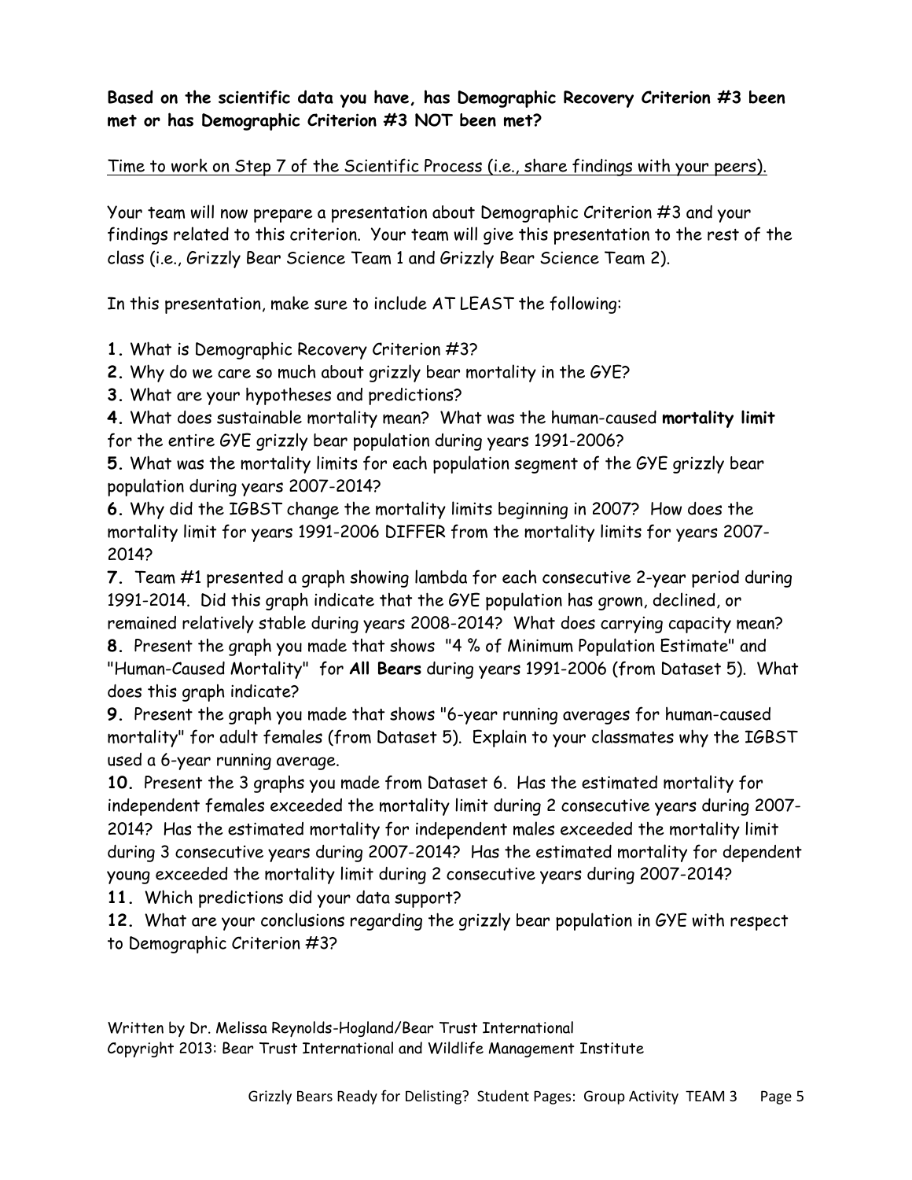**Based on the scientific data you have, has Demographic Recovery Criterion #3 been met or has Demographic Criterion #3 NOT been met?**

Time to work on Step 7 of the Scientific Process (i.e., share findings with your peers).

Your team will now prepare a presentation about Demographic Criterion #3 and your findings related to this criterion. Your team will give this presentation to the rest of the class (i.e., Grizzly Bear Science Team 1 and Grizzly Bear Science Team 2).

In this presentation, make sure to include AT LEAST the following:

**1.** What is Demographic Recovery Criterion #3?
**2.** Why do we care so much about grizzly bear mortality in the GYE?
**3.** What are your hypotheses and predictions?
**4.** What does sustainable mortality mean? What was the human-caused **mortality limit** for the entire GYE grizzly bear population during years 1991-2006?
**5.** What was the mortality limits for each population segment of the GYE grizzly bear population during years 2007-2014?
**6.** Why did the IGBST change the mortality limits beginning in 2007? How does the mortality limit for years 1991-2006 DIFFER from the mortality limits for years 2007-2014?
**7.** Team #1 presented a graph showing lambda for each consecutive 2-year period during 1991-2014. Did this graph indicate that the GYE population has grown, declined, or remained relatively stable during years 2008-2014? What does carrying capacity mean?
**8.** Present the graph you made that shows "4 % of Minimum Population Estimate" and "Human-Caused Mortality" for **All Bears** during years 1991-2006 (from Dataset 5). What does this graph indicate?
**9.** Present the graph you made that shows "6-year running averages for human-caused mortality" for adult females (from Dataset 5). Explain to your classmates why the IGBST used a 6-year running average.
**10.** Present the 3 graphs you made from Dataset 6. Has the estimated mortality for independent females exceeded the mortality limit during 2 consecutive years during 2007-2014? Has the estimated mortality for independent males exceeded the mortality limit during 3 consecutive years during 2007-2014? Has the estimated mortality for dependent young exceeded the mortality limit during 2 consecutive years during 2007-2014?
**11.** Which predictions did your data support?
**12.** What are your conclusions regarding the grizzly bear population in GYE with respect to Demographic Criterion #3?

Written by Dr. Melissa Reynolds-Hogland/Bear Trust International
Copyright 2013: Bear Trust International and Wildlife Management Institute